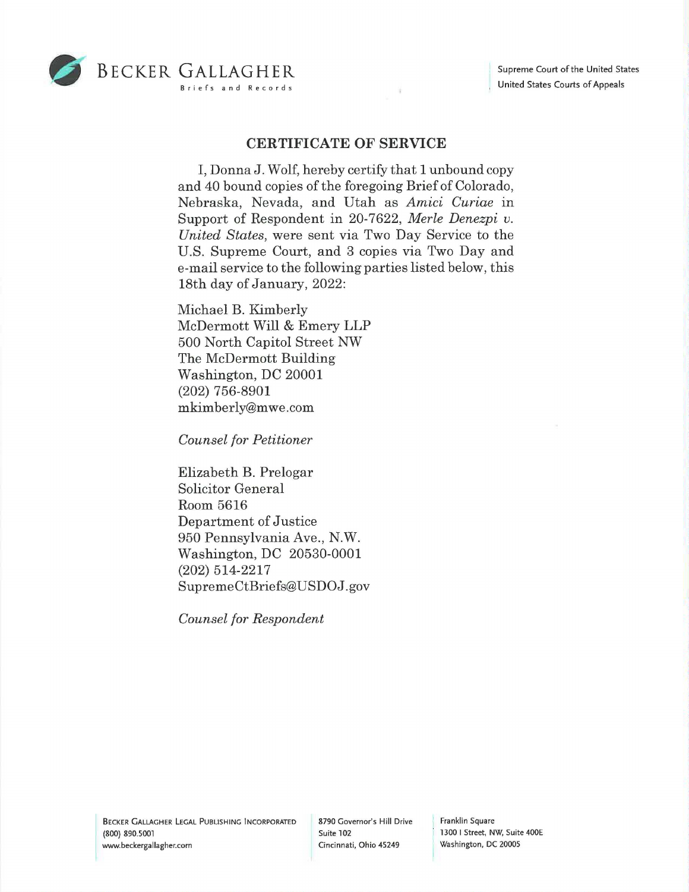BECKER GALLAGHER
Briefs and Records

Supreme Court of the United States
United States Courts of Appeals

## CERTIFICATE OF SERVICE

I, Donna J. Wolf, hereby certify that 1 unbound copy and 40 bound copies of the foregoing Brief of Colorado, Nebraska, Nevada, and Utah as *Amici Curiae* in Support of Respondent in 20-7622, *Merle Denezpi v. United States,* were sent via Two Day Service to the U.S. Supreme Court, and 3 copies via Two Day and e-mail service to the following parties listed below, this 18th day of January, 2022:

Michael B. Kimberly
McDermott Will & Emery LLP
500 North Capitol Street NW
The McDermott Building
Washington, DC 20001
(202) 756-8901
mkimberly@mwe.com

*Counsel for Petitioner*

Elizabeth B. Prelogar
Solicitor General
Room 5616
Department of Justice
950 Pennsylvania Ave., N.W.
Washington, DC 20530-0001
(202) 514-2217
SupremeCtBriefs@USDOJ.gov

*Counsel for Respondent*

BECKER GALLAGHER LEGAL PUBLISHING INCORPORATED
(800) 890.5001
www.beckergallagher.com

8790 Governor's Hill Drive
Suite 102
Cincinnati, Ohio 45249

Franklin Square
1300 I Street, NW, Suite 400E
Washington, DC 20005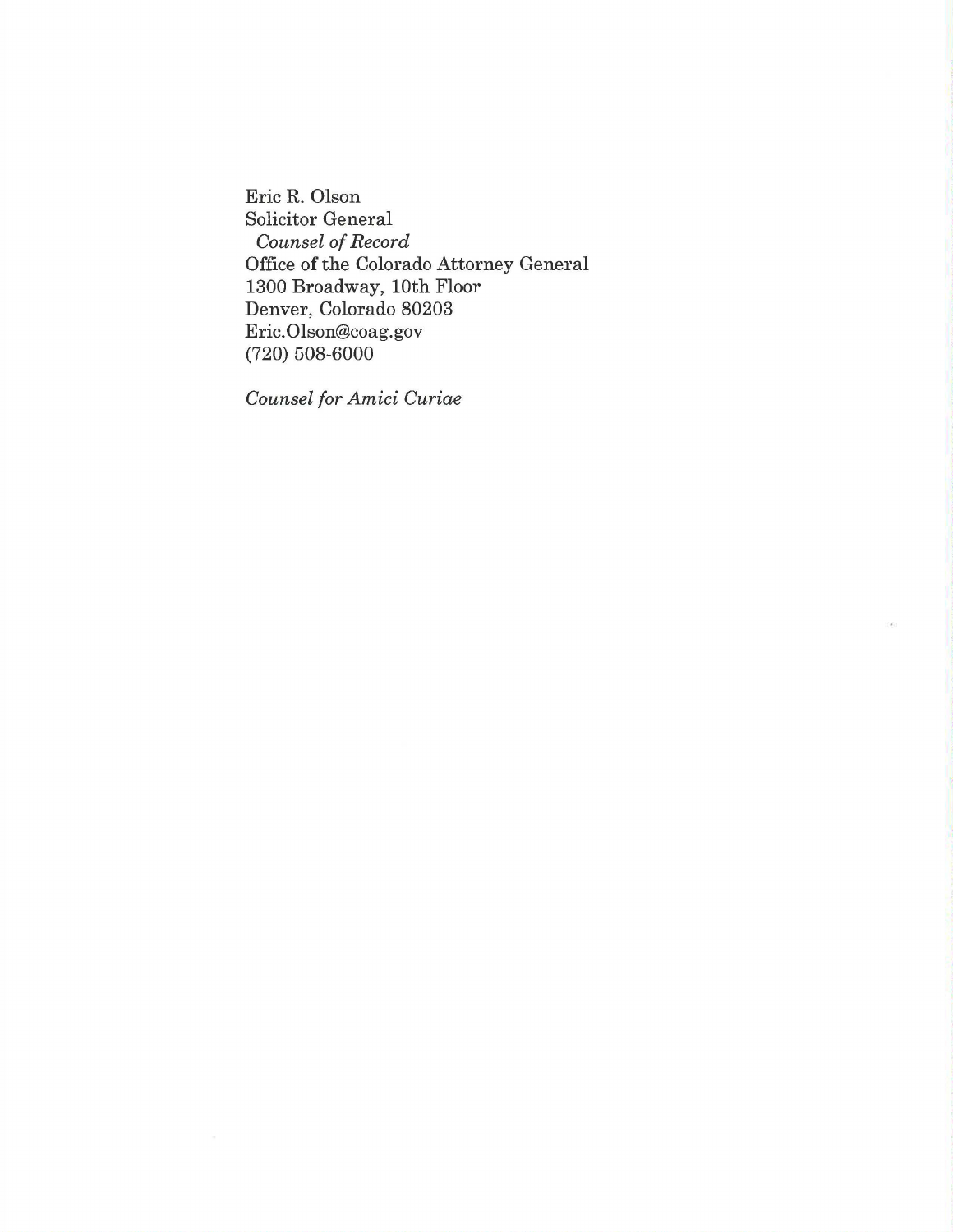Eric R. Olson
Solicitor General
*Counsel of Record*
Office of the Colorado Attorney General
1300 Broadway, 10th Floor
Denver, Colorado 80203
Eric.Olson@coag.gov
(720) 508-6000

*Counsel for Amici Curiae*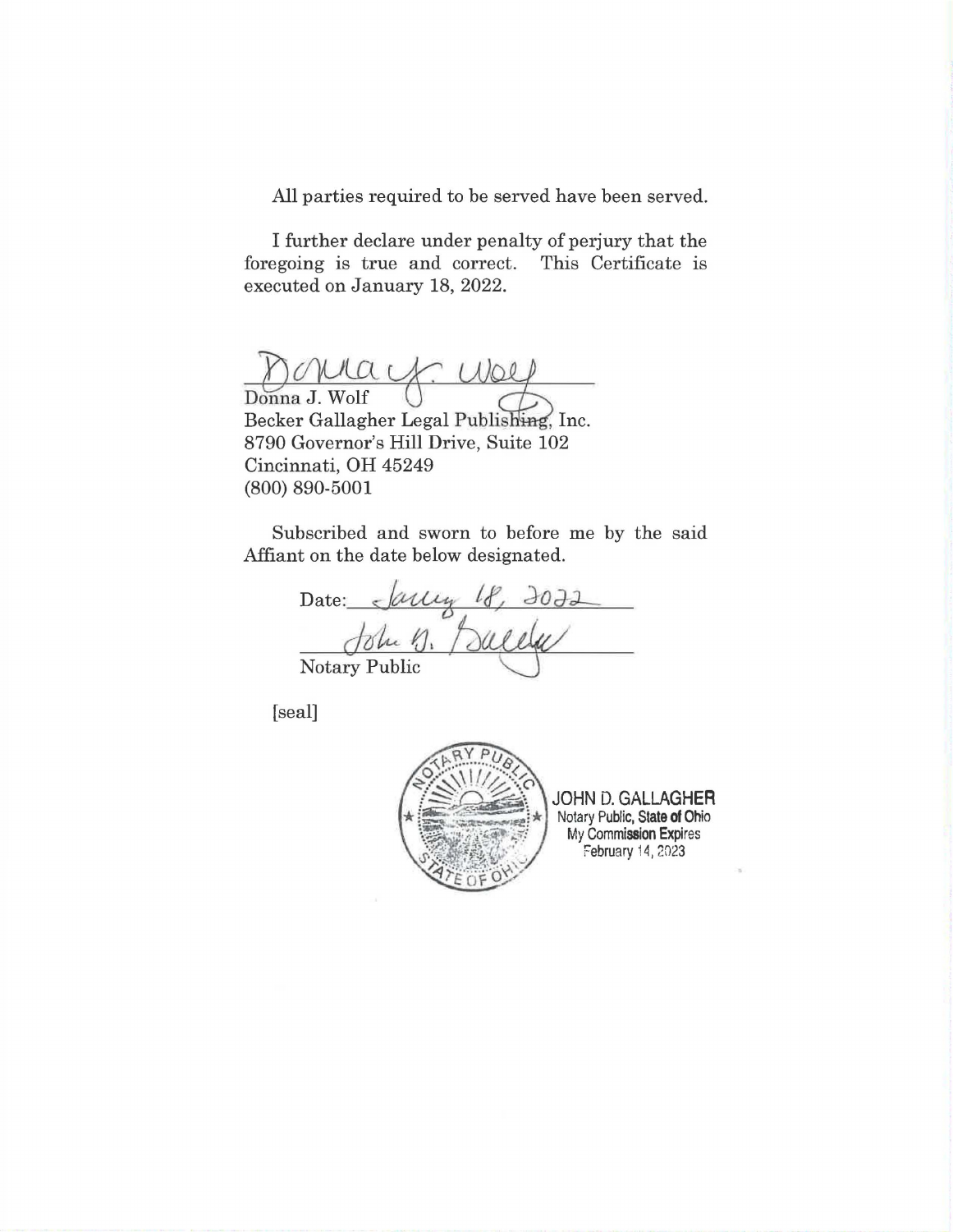All parties required to be served have been served.

I further declare under penalty of perjury that the foregoing is true and correct. This Certificate is executed on January 18, 2022.

Donna J. Wolf

Donna J. Wolf
Becker Gallagher Legal Publishing, Inc.
8790 Governor's Hill Drive, Suite 102
Cincinnati, OH 45249
(800) 890-5001

Subscribed and sworn to before me by the said Affiant on the date below designated.

Date: January 18, 2022

John D. Gallagher

Notary Public

[seal]

NOTARY PUBLIC STATE OF OHIO

JOHN D. GALLAGHER
Notary Public, State of Ohio
My Commission Expires
February 14, 2023